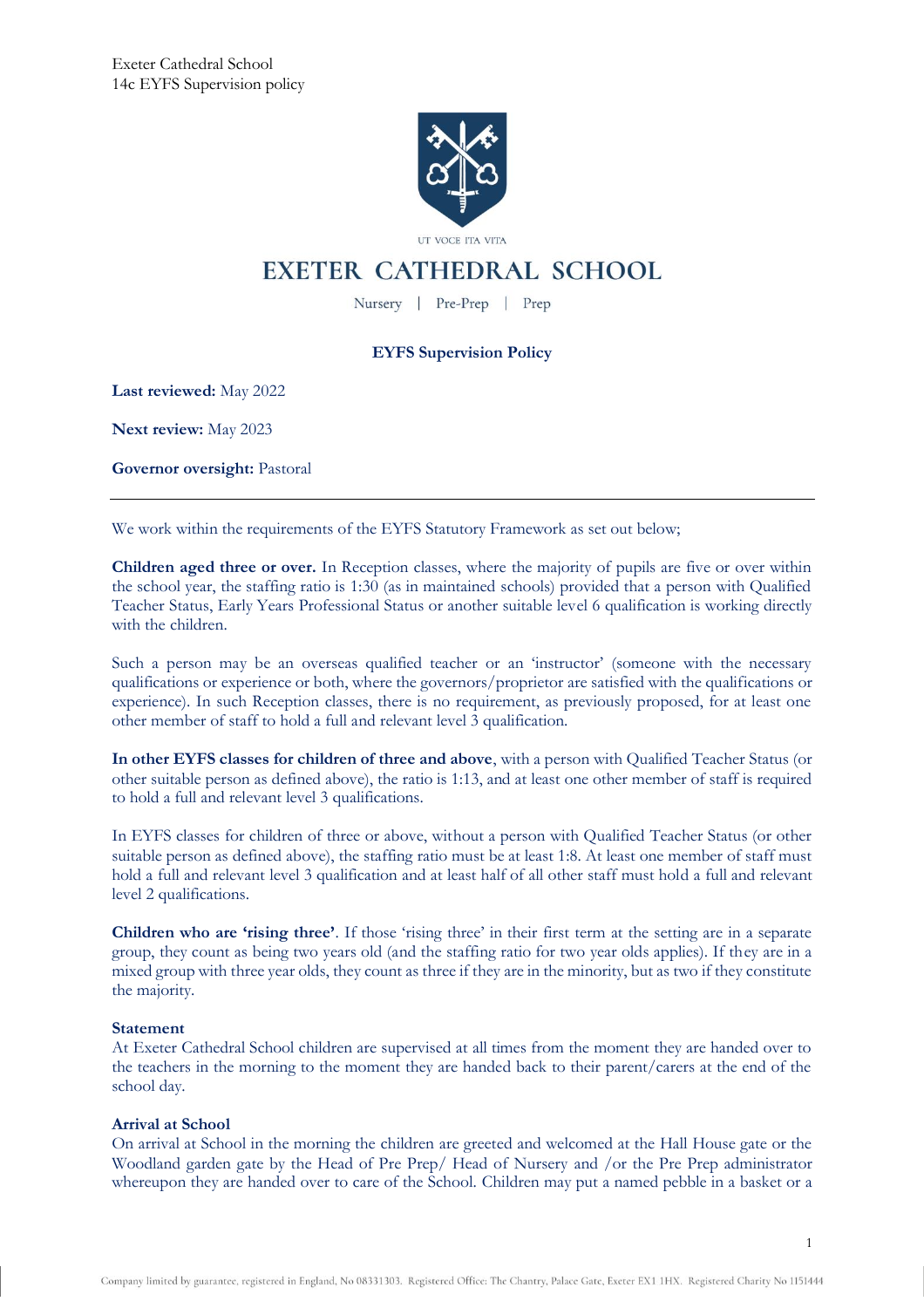Exeter Cathedral School
14c EYFS Supervision policy

UT VOCE ITA VITA

# EXETER CATHEDRAL SCHOOL

Nursery | Pre-Prep | Prep

## EYFS Supervision Policy

**Last reviewed:** May 2022

**Next review:** May 2023

**Governor oversight:** Pastoral

---

We work within the requirements of the EYFS Statutory Framework as set out below;

**Children aged three or over.** In Reception classes, where the majority of pupils are five or over within the school year, the staffing ratio is 1:30 (as in maintained schools) provided that a person with Qualified Teacher Status, Early Years Professional Status or another suitable level 6 qualification is working directly with the children.

Such a person may be an overseas qualified teacher or an 'instructor' (someone with the necessary qualifications or experience or both, where the governors/proprietor are satisfied with the qualifications or experience). In such Reception classes, there is no requirement, as previously proposed, for at least one other member of staff to hold a full and relevant level 3 qualification.

**In other EYFS classes for children of three and above**, with a person with Qualified Teacher Status (or other suitable person as defined above), the ratio is 1:13, and at least one other member of staff is required to hold a full and relevant level 3 qualifications.

In EYFS classes for children of three or above, without a person with Qualified Teacher Status (or other suitable person as defined above), the staffing ratio must be at least 1:8. At least one member of staff must hold a full and relevant level 3 qualification and at least half of all other staff must hold a full and relevant level 2 qualifications.

**Children who are 'rising three'**. If those 'rising three' in their first term at the setting are in a separate group, they count as being two years old (and the staffing ratio for two year olds applies). If they are in a mixed group with three year olds, they count as three if they are in the minority, but as two if they constitute the majority.

### Statement

At Exeter Cathedral School children are supervised at all times from the moment they are handed over to the teachers in the morning to the moment they are handed back to their parent/carers at the end of the school day.

### Arrival at School

On arrival at School in the morning the children are greeted and welcomed at the Hall House gate or the Woodland garden gate by the Head of Pre Prep/ Head of Nursery and /or the Pre Prep administrator whereupon they are handed over to care of the School. Children may put a named pebble in a basket or a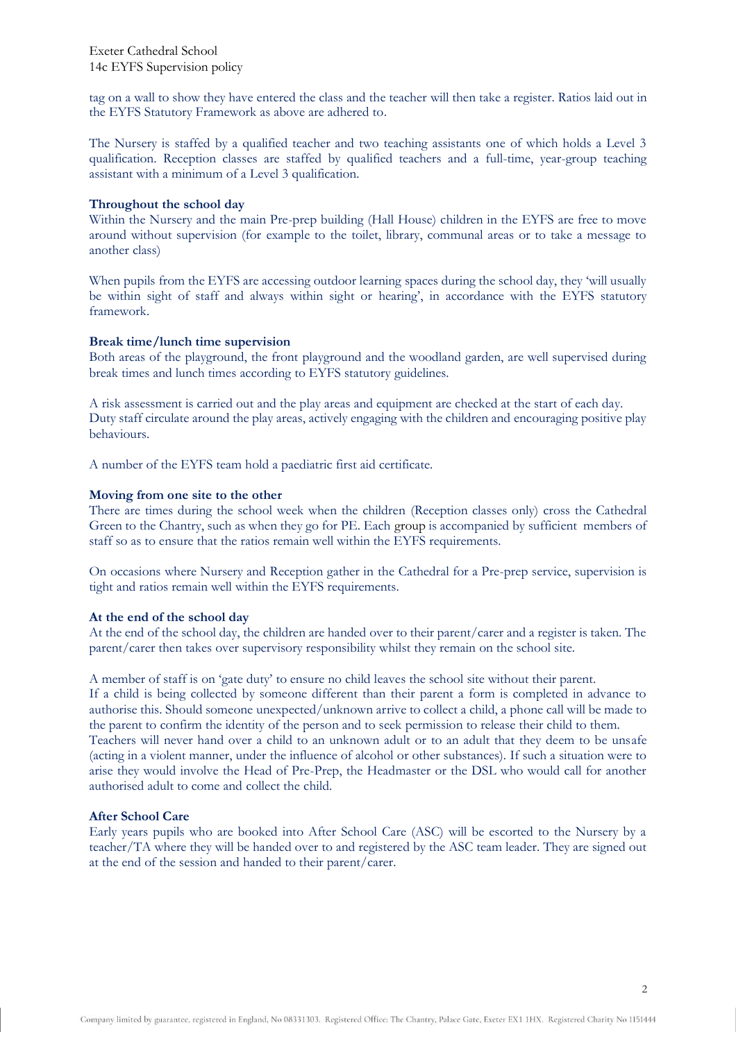tag on a wall to show they have entered the class and the teacher will then take a register. Ratios laid out in the EYFS Statutory Framework as above are adhered to.

The Nursery is staffed by a qualified teacher and two teaching assistants one of which holds a Level 3 qualification. Reception classes are staffed by qualified teachers and a full-time, year-group teaching assistant with a minimum of a Level 3 qualification.

**Throughout the school day**

Within the Nursery and the main Pre-prep building (Hall House) children in the EYFS are free to move around without supervision (for example to the toilet, library, communal areas or to take a message to another class)

When pupils from the EYFS are accessing outdoor learning spaces during the school day, they 'will usually be within sight of staff and always within sight or hearing', in accordance with the EYFS statutory framework.

**Break time/lunch time supervision**

Both areas of the playground, the front playground and the woodland garden, are well supervised during break times and lunch times according to EYFS statutory guidelines.

A risk assessment is carried out and the play areas and equipment are checked at the start of each day. Duty staff circulate around the play areas, actively engaging with the children and encouraging positive play behaviours.

A number of the EYFS team hold a paediatric first aid certificate.

**Moving from one site to the other**

There are times during the school week when the children (Reception classes only) cross the Cathedral Green to the Chantry, such as when they go for PE. Each group is accompanied by sufficient members of staff so as to ensure that the ratios remain well within the EYFS requirements.

On occasions where Nursery and Reception gather in the Cathedral for a Pre-prep service, supervision is tight and ratios remain well within the EYFS requirements.

**At the end of the school day**

At the end of the school day, the children are handed over to their parent/carer and a register is taken. The parent/carer then takes over supervisory responsibility whilst they remain on the school site.

A member of staff is on 'gate duty' to ensure no child leaves the school site without their parent.
If a child is being collected by someone different than their parent a form is completed in advance to authorise this. Should someone unexpected/unknown arrive to collect a child, a phone call will be made to the parent to confirm the identity of the person and to seek permission to release their child to them.
Teachers will never hand over a child to an unknown adult or to an adult that they deem to be unsafe (acting in a violent manner, under the influence of alcohol or other substances). If such a situation were to arise they would involve the Head of Pre-Prep, the Headmaster or the DSL who would call for another authorised adult to come and collect the child.

**After School Care**

Early years pupils who are booked into After School Care (ASC) will be escorted to the Nursery by a teacher/TA where they will be handed over to and registered by the ASC team leader. They are signed out at the end of the session and handed to their parent/carer.